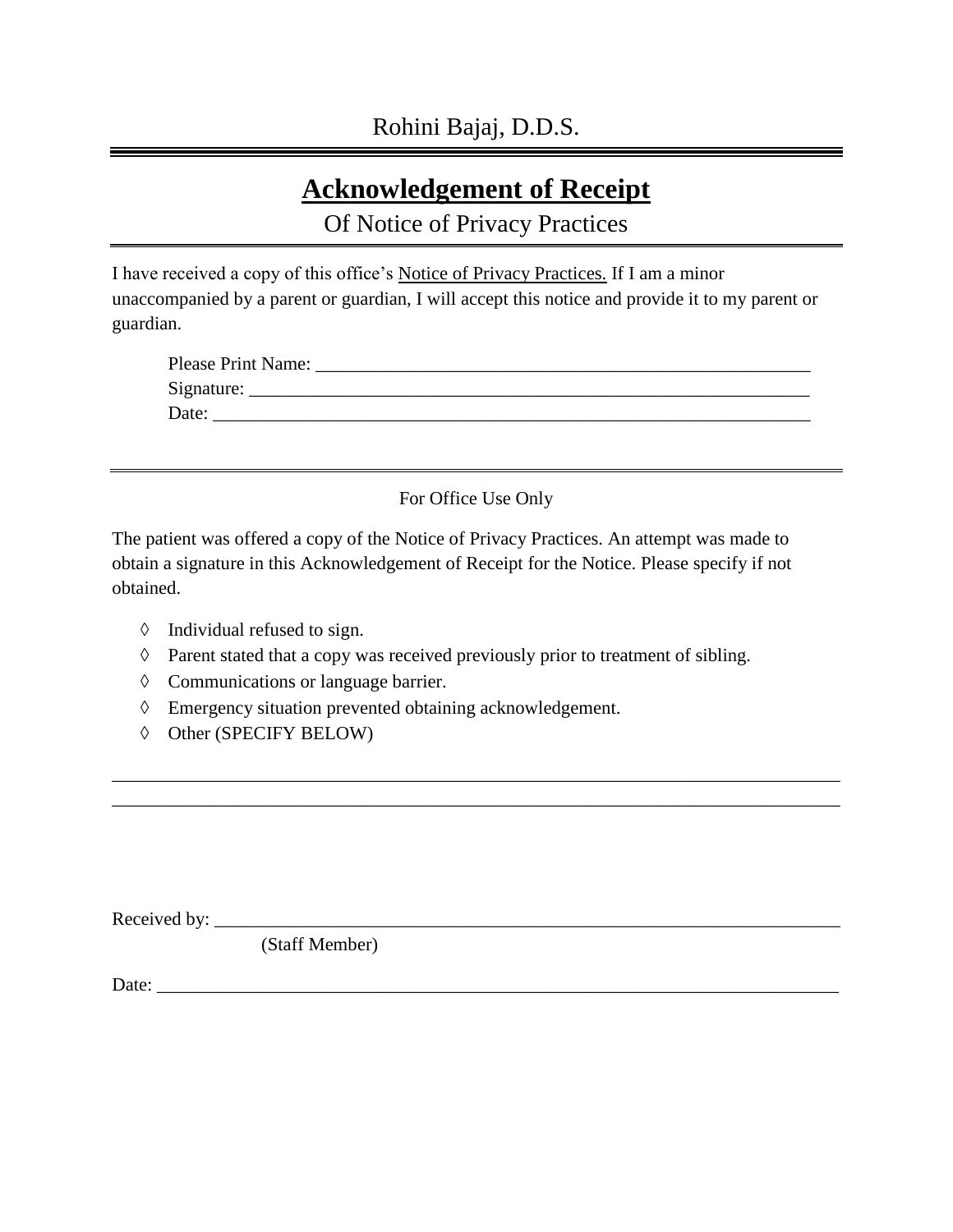Rohini Bajaj, D.D.S.

# <u>Acknowledgement of Receipt</u>

## Of Notice of Privacy Practices

I have received a copy of this office's <u>Notice of Privacy Practices.</u> If I am a minor unaccompanied by a parent or guardian, I will accept this notice and provide it to my parent or guardian.

Please Print Name: ________________________________________________

Signature: ________________________________________________________

Date: ____________________________________________________________

---

For Office Use Only

The patient was offered a copy of the Notice of Privacy Practices. An attempt was made to obtain a signature in this Acknowledgement of Receipt for the Notice. Please specify if not obtained.

- ◊ Individual refused to sign.
- ◊ Parent stated that a copy was received previously prior to treatment of sibling.
- ◊ Communications or language barrier.
- ◊ Emergency situation prevented obtaining acknowledgement.
- ◊ Other (SPECIFY BELOW)

______________________________________________________________________________

______________________________________________________________________________

Received by: _________________________________________________________________
(Staff Member)

Date: _______________________________________________________________________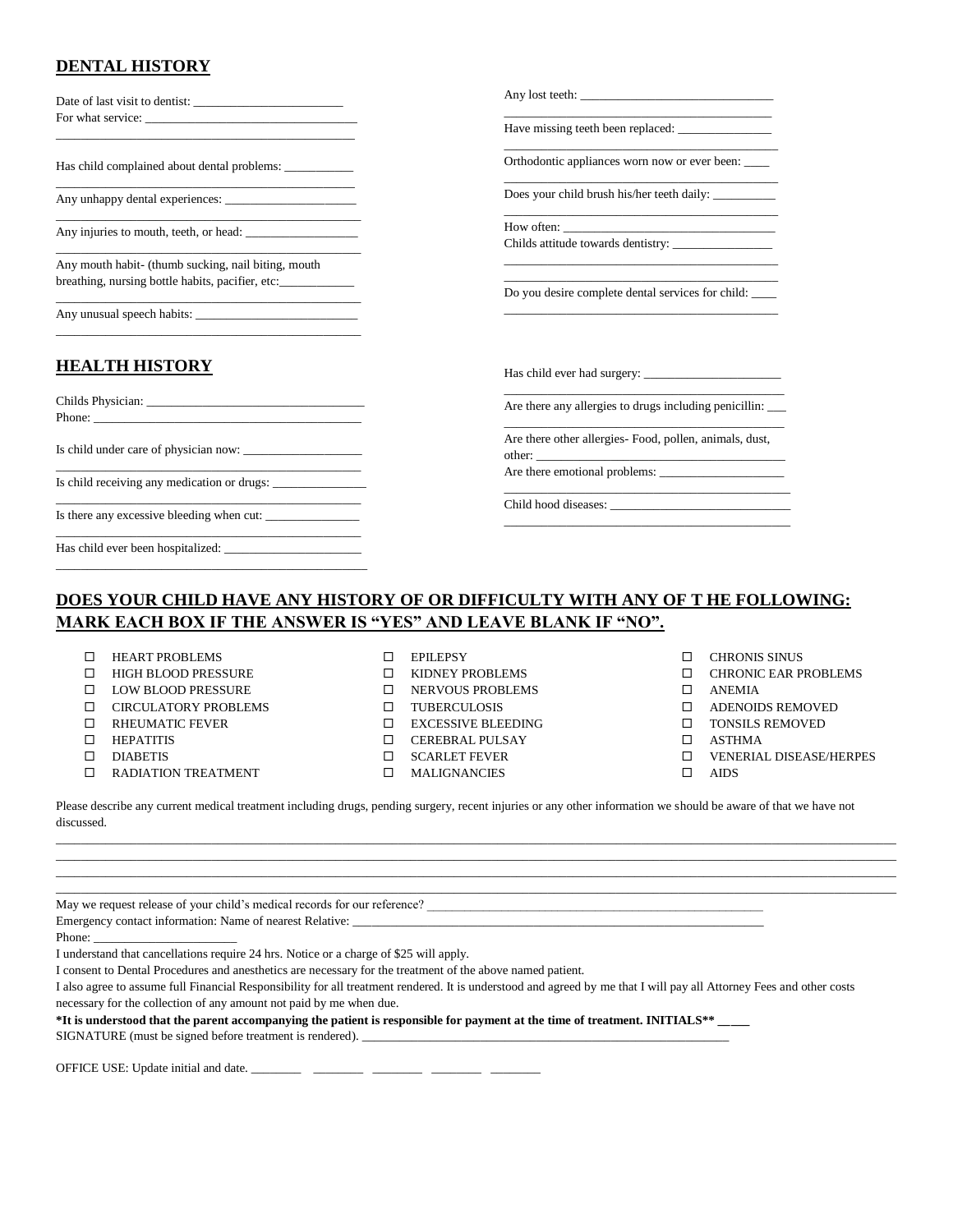## DENTAL HISTORY

Date of last visit to dentist: ________________________
For what service: ________________________________
________________________________________________

Has child complained about dental problems: ___________
________________________________________________

Any unhappy dental experiences: _____________________
________________________________________________

Any injuries to mouth, teeth, or head: _________________
________________________________________________

Any mouth habit- (thumb sucking, nail biting, mouth breathing, nursing bottle habits, pacifier, etc:___________
________________________________________________

Any unusual speech habits: _________________________
________________________________________________

Any lost teeth: ______________________________
________________________________________________

Have missing teeth been replaced: _______________
________________________________________________

Orthodontic appliances worn now or ever been: ____
________________________________________________

Does your child brush his/her teeth daily: __________
________________________________________________

How often: __________________________________
Childs attitude towards dentistry: ________________
________________________________________________
________________________________________________

Do you desire complete dental services for child: ____
________________________________________________

## HEALTH HISTORY

Childs Physician: __________________________________
Phone: ________________________________________

Is child under care of physician now: __________________
________________________________________________

Is child receiving any medication or drugs: _______________
________________________________________________

Is there any excessive bleeding when cut: _______________
________________________________________________

Has child ever been hospitalized: ______________________
________________________________________________

Has child ever had surgery: ______________________
________________________________________________

Are there any allergies to drugs including penicillin: ___
________________________________________________

Are there other allergies- Food, pollen, animals, dust, other: ________________________________________
Are there emotional problems: ___________________
________________________________________________

Child hood diseases: ____________________________
________________________________________________

## DOES YOUR CHILD HAVE ANY HISTORY OF OR DIFFICULTY WITH ANY OF T HE FOLLOWING: MARK EACH BOX IF THE ANSWER IS "YES" AND LEAVE BLANK IF "NO".

- ☐ HEART PROBLEMS
- ☐ HIGH BLOOD PRESSURE
- ☐ LOW BLOOD PRESSURE
- ☐ CIRCULATORY PROBLEMS
- ☐ RHEUMATIC FEVER
- ☐ HEPATITIS
- ☐ DIABETIS
- ☐ RADIATION TREATMENT
- ☐ EPILEPSY
- ☐ KIDNEY PROBLEMS
- ☐ NERVOUS PROBLEMS
- ☐ TUBERCULOSIS
- ☐ EXCESSIVE BLEEDING
- ☐ CEREBRAL PULSAY
- ☐ SCARLET FEVER
- ☐ MALIGNANCIES
- ☐ CHRONIS SINUS
- ☐ CHRONIC EAR PROBLEMS
- ☐ ANEMIA
- ☐ ADENOIDS REMOVED
- ☐ TONSILS REMOVED
- ☐ ASTHMA
- ☐ VENERIAL DISEASE/HERPES
- ☐ AIDS

Please describe any current medical treatment including drugs, pending surgery, recent injuries or any other information we should be aware of that we have not discussed.

________________________________________________________________________________________________
________________________________________________________________________________________________
________________________________________________________________________________________________
________________________________________________________________________________________________

May we request release of your child's medical records for our reference? ________________________________________________
Emergency contact information: Name of nearest Relative: ________________________________________________
Phone: ______________________

I understand that cancellations require 24 hrs. Notice or a charge of $25 will apply.

I consent to Dental Procedures and anesthetics are necessary for the treatment of the above named patient.

I also agree to assume full Financial Responsibility for all treatment rendered. It is understood and agreed by me that I will pay all Attorney Fees and other costs necessary for the collection of any amount not paid by me when due.

**\*It is understood that the parent accompanying the patient is responsible for payment at the time of treatment. INITIALS\*\* ____**

SIGNATURE (must be signed before treatment is rendered). ________________________________________________

OFFICE USE: Update initial and date. ________ ________ ________ ________ ________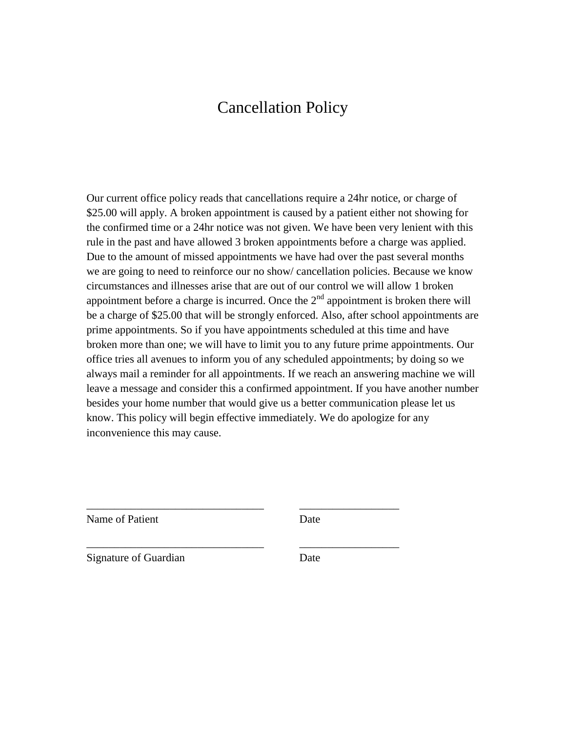# Cancellation Policy

Our current office policy reads that cancellations require a 24hr notice, or charge of $25.00 will apply. A broken appointment is caused by a patient either not showing for the confirmed time or a 24hr notice was not given. We have been very lenient with this rule in the past and have allowed 3 broken appointments before a charge was applied. Due to the amount of missed appointments we have had over the past several months we are going to need to reinforce our no show/ cancellation policies. Because we know circumstances and illnesses arise that are out of our control we will allow 1 broken appointment before a charge is incurred. Once the 2nd appointment is broken there will be a charge of $25.00 that will be strongly enforced. Also, after school appointments are prime appointments. So if you have appointments scheduled at this time and have broken more than one; we will have to limit you to any future prime appointments. Our office tries all avenues to inform you of any scheduled appointments; by doing so we always mail a reminder for all appointments. If we reach an answering machine we will leave a message and consider this a confirmed appointment. If you have another number besides your home number that would give us a better communication please let us know. This policy will begin effective immediately. We do apologize for any inconvenience this may cause.

_________________________________ __________________

Name of Patient Date

_________________________________ __________________

Signature of Guardian Date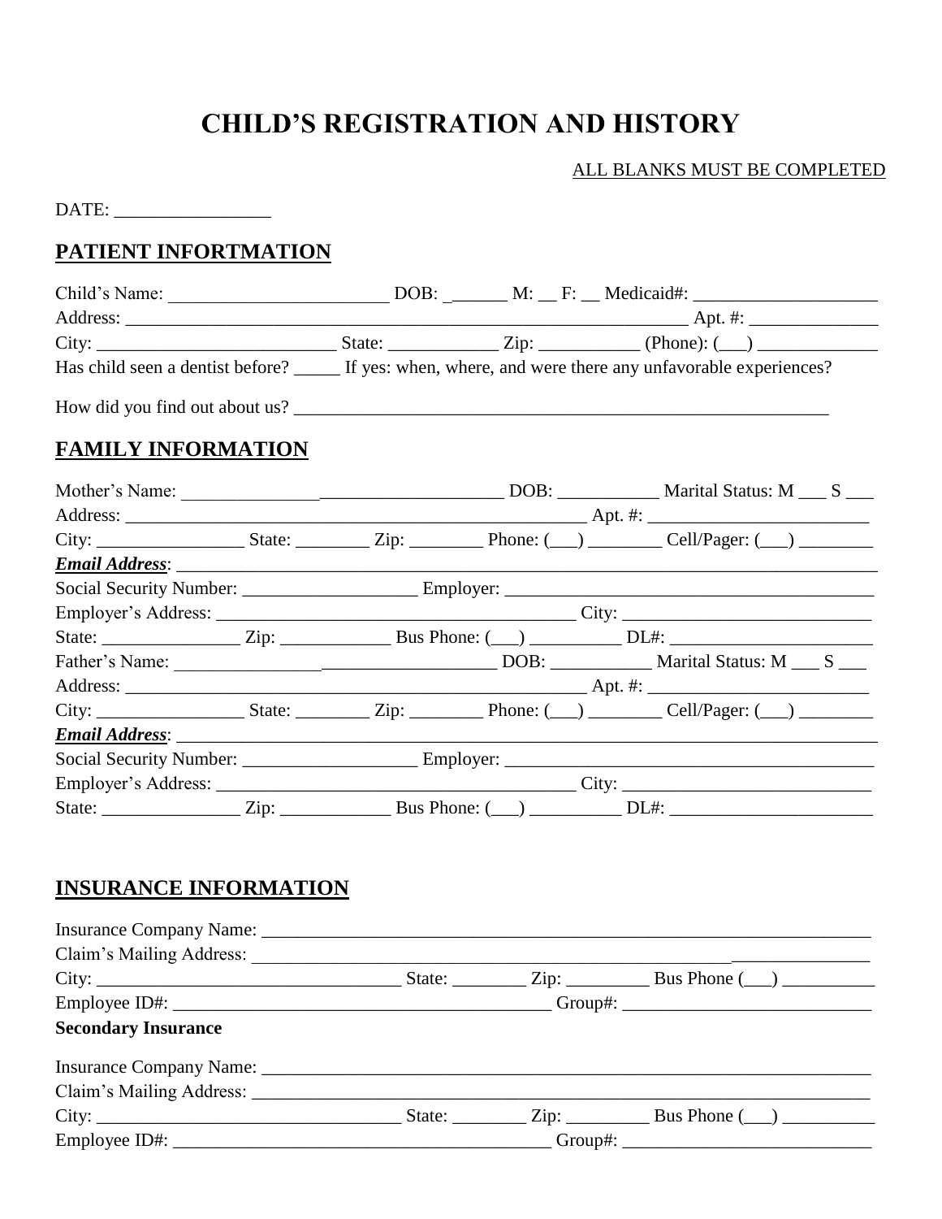# CHILD'S REGISTRATION AND HISTORY

ALL BLANKS MUST BE COMPLETED

DATE: _________________

## PATIENT INFORTMATION

Child's Name: ________________________ DOB: _______ M: __ F: __ Medicaid#: ____________________
Address: ______________________________________________________________ Apt. #: ______________
City: __________________________ State: ____________ Zip: ___________ (Phone): (___) _____________
Has child seen a dentist before? _____ If yes: when, where, and were there any unfavorable experiences?

How did you find out about us? ____________________________________________________________

## FAMILY INFORMATION

Mother's Name: ________________________________________ DOB: ___________ Marital Status: M ___ S ___
Address: ____________________________________________________ Apt. #: ________________________
City: ________________ State: ________ Zip: ________ Phone: (___) ________ Cell/Pager: (___) ________
***Email Address***: ____________________________________________________________________________
Social Security Number: ___________________ Employer: ________________________________________
Employer's Address: _____________________________________ City: ___________________________
State: _______________ Zip: ____________ Bus Phone: (___) __________ DL#: ______________________
Father's Name: ______________________________________ DOB: ___________ Marital Status: M ___ S ___
Address: ____________________________________________________ Apt. #: ________________________
City: ________________ State: ________ Zip: ________ Phone: (___) ________ Cell/Pager: (___) ________
***Email Address***: ____________________________________________________________________________
Social Security Number: ___________________ Employer: ________________________________________
Employer's Address: _____________________________________ City: ___________________________
State: _______________ Zip: ____________ Bus Phone: (___) __________ DL#: ______________________

## INSURANCE INFORMATION

Insurance Company Name: ______________________________________________________________________
Claim's Mailing Address: ______________________________________________________________________
City: __________________________________ State: ________ Zip: _________ Bus Phone (___) __________
Employee ID#: ________________________________________ Group#: ___________________________

**Secondary Insurance**

Insurance Company Name: ______________________________________________________________________
Claim's Mailing Address: ______________________________________________________________________
City: __________________________________ State: ________ Zip: _________ Bus Phone (___) __________
Employee ID#: ________________________________________ Group#: ___________________________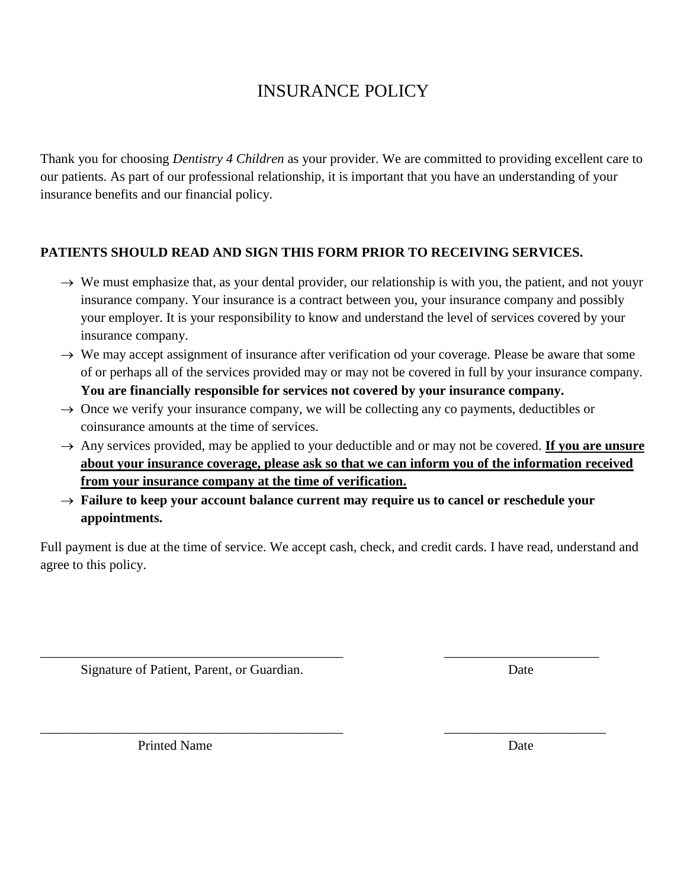# INSURANCE POLICY

Thank you for choosing *Dentistry 4 Children* as your provider. We are committed to providing excellent care to our patients. As part of our professional relationship, it is important that you have an understanding of your insurance benefits and our financial policy.

**PATIENTS SHOULD READ AND SIGN THIS FORM PRIOR TO RECEIVING SERVICES.**

- → We must emphasize that, as your dental provider, our relationship is with you, the patient, and not youyr insurance company. Your insurance is a contract between you, your insurance company and possibly your employer. It is your responsibility to know and understand the level of services covered by your insurance company.
- → We may accept assignment of insurance after verification od your coverage. Please be aware that some of or perhaps all of the services provided may or may not be covered in full by your insurance company. **You are financially responsible for services not covered by your insurance company.**
- → Once we verify your insurance company, we will be collecting any co payments, deductibles or coinsurance amounts at the time of services.
- → Any services provided, may be applied to your deductible and or may not be covered. **<u>If you are unsure about your insurance coverage, please ask so that we can inform you of the information received from your insurance company at the time of verification.</u>**
- → **Failure to keep your account balance current may require us to cancel or reschedule your appointments.**

Full payment is due at the time of service. We accept cash, check, and credit cards. I have read, understand and agree to this policy.

_____________________________________________ &nbsp;&nbsp;&nbsp;&nbsp;&nbsp;&nbsp;&nbsp;&nbsp; _______________________

Signature of Patient, Parent, or Guardian. &nbsp;&nbsp;&nbsp;&nbsp;&nbsp;&nbsp;&nbsp;&nbsp; Date

_____________________________________________ &nbsp;&nbsp;&nbsp;&nbsp;&nbsp;&nbsp;&nbsp;&nbsp; _______________________

Printed Name &nbsp;&nbsp;&nbsp;&nbsp;&nbsp;&nbsp;&nbsp;&nbsp; Date